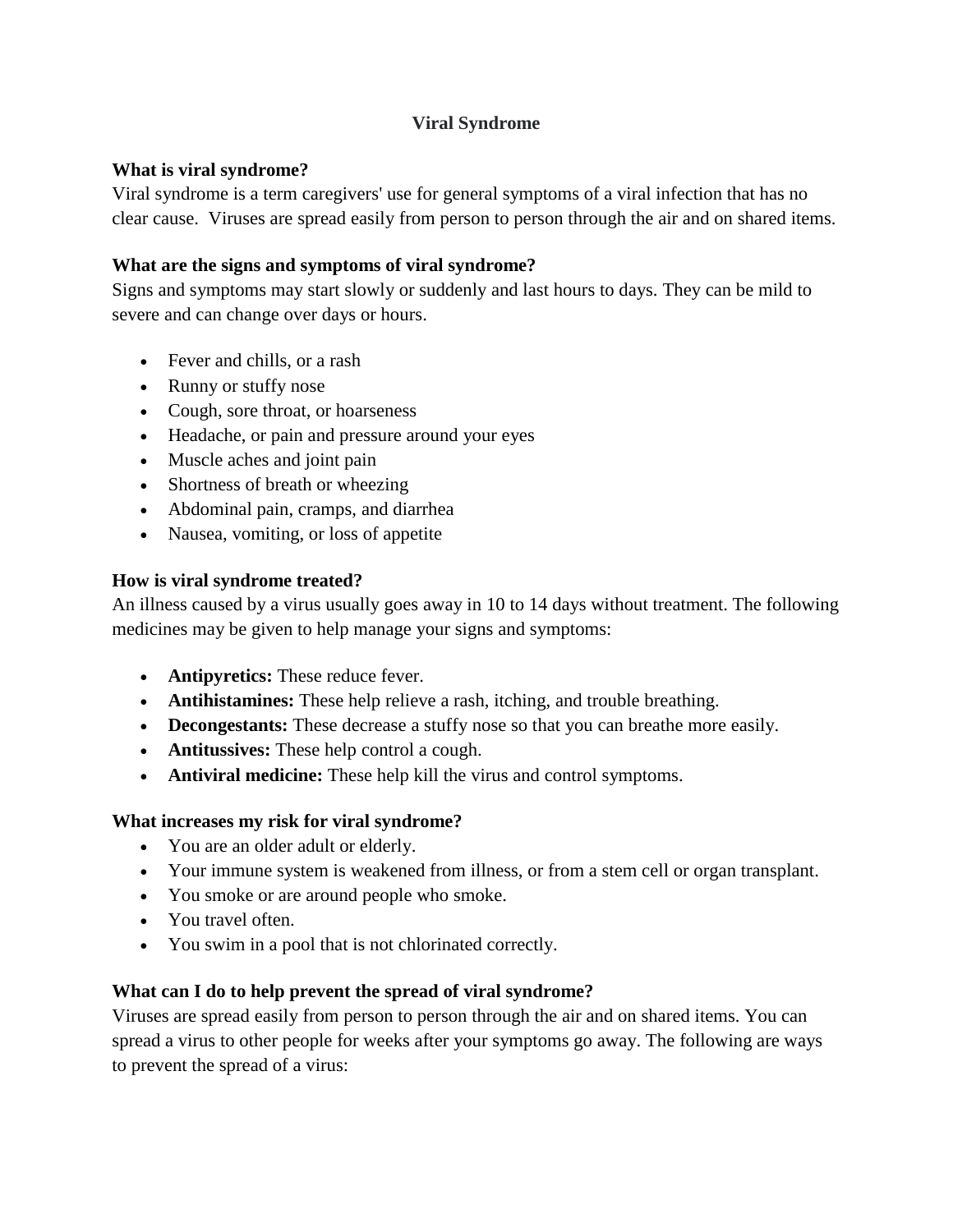# Viral Syndrome

## What is viral syndrome?

Viral syndrome is a term caregivers' use for general symptoms of a viral infection that has no clear cause.  Viruses are spread easily from person to person through the air and on shared items.

## What are the signs and symptoms of viral syndrome?

Signs and symptoms may start slowly or suddenly and last hours to days. They can be mild to severe and can change over days or hours.

- Fever and chills, or a rash
- Runny or stuffy nose
- Cough, sore throat, or hoarseness
- Headache, or pain and pressure around your eyes
- Muscle aches and joint pain
- Shortness of breath or wheezing
- Abdominal pain, cramps, and diarrhea
- Nausea, vomiting, or loss of appetite

## How is viral syndrome treated?

An illness caused by a virus usually goes away in 10 to 14 days without treatment. The following medicines may be given to help manage your signs and symptoms:

- **Antipyretics:** These reduce fever.
- **Antihistamines:** These help relieve a rash, itching, and trouble breathing.
- **Decongestants:** These decrease a stuffy nose so that you can breathe more easily.
- **Antitussives:** These help control a cough.
- **Antiviral medicine:** These help kill the virus and control symptoms.

## What increases my risk for viral syndrome?

- You are an older adult or elderly.
- Your immune system is weakened from illness, or from a stem cell or organ transplant.
- You smoke or are around people who smoke.
- You travel often.
- You swim in a pool that is not chlorinated correctly.

## What can I do to help prevent the spread of viral syndrome?

Viruses are spread easily from person to person through the air and on shared items. You can spread a virus to other people for weeks after your symptoms go away. The following are ways to prevent the spread of a virus: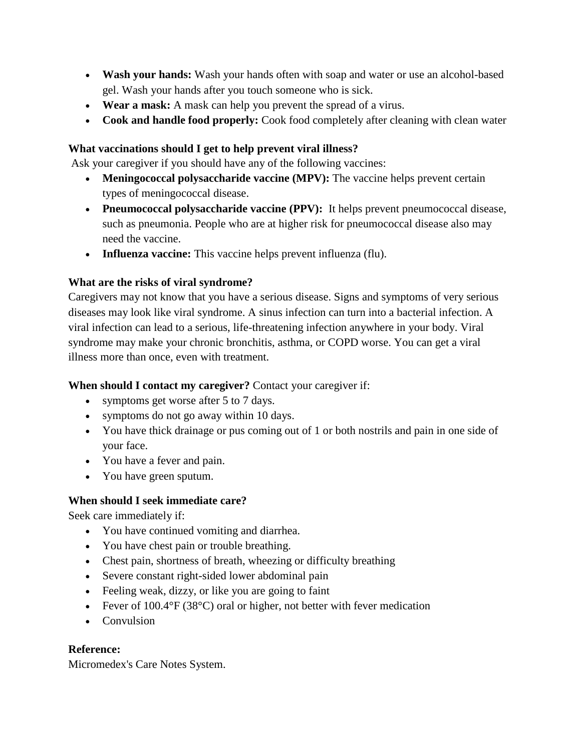- **Wash your hands:** Wash your hands often with soap and water or use an alcohol-based gel. Wash your hands after you touch someone who is sick.
- **Wear a mask:** A mask can help you prevent the spread of a virus.
- **Cook and handle food properly:** Cook food completely after cleaning with clean water

**What vaccinations should I get to help prevent viral illness?**

Ask your caregiver if you should have any of the following vaccines:

- **Meningococcal polysaccharide vaccine (MPV):** The vaccine helps prevent certain types of meningococcal disease.
- **Pneumococcal polysaccharide vaccine (PPV):** It helps prevent pneumococcal disease, such as pneumonia. People who are at higher risk for pneumococcal disease also may need the vaccine.
- **Influenza vaccine:** This vaccine helps prevent influenza (flu).

**What are the risks of viral syndrome?**

Caregivers may not know that you have a serious disease. Signs and symptoms of very serious diseases may look like viral syndrome. A sinus infection can turn into a bacterial infection. A viral infection can lead to a serious, life-threatening infection anywhere in your body. Viral syndrome may make your chronic bronchitis, asthma, or COPD worse. You can get a viral illness more than once, even with treatment.

**When should I contact my caregiver?** Contact your caregiver if:

- symptoms get worse after 5 to 7 days.
- symptoms do not go away within 10 days.
- You have thick drainage or pus coming out of 1 or both nostrils and pain in one side of your face.
- You have a fever and pain.
- You have green sputum.

**When should I seek immediate care?**

Seek care immediately if:

- You have continued vomiting and diarrhea.
- You have chest pain or trouble breathing.
- Chest pain, shortness of breath, wheezing or difficulty breathing
- Severe constant right-sided lower abdominal pain
- Feeling weak, dizzy, or like you are going to faint
- Fever of 100.4°F (38°C) oral or higher, not better with fever medication
- Convulsion

**Reference:**

Micromedex's Care Notes System.